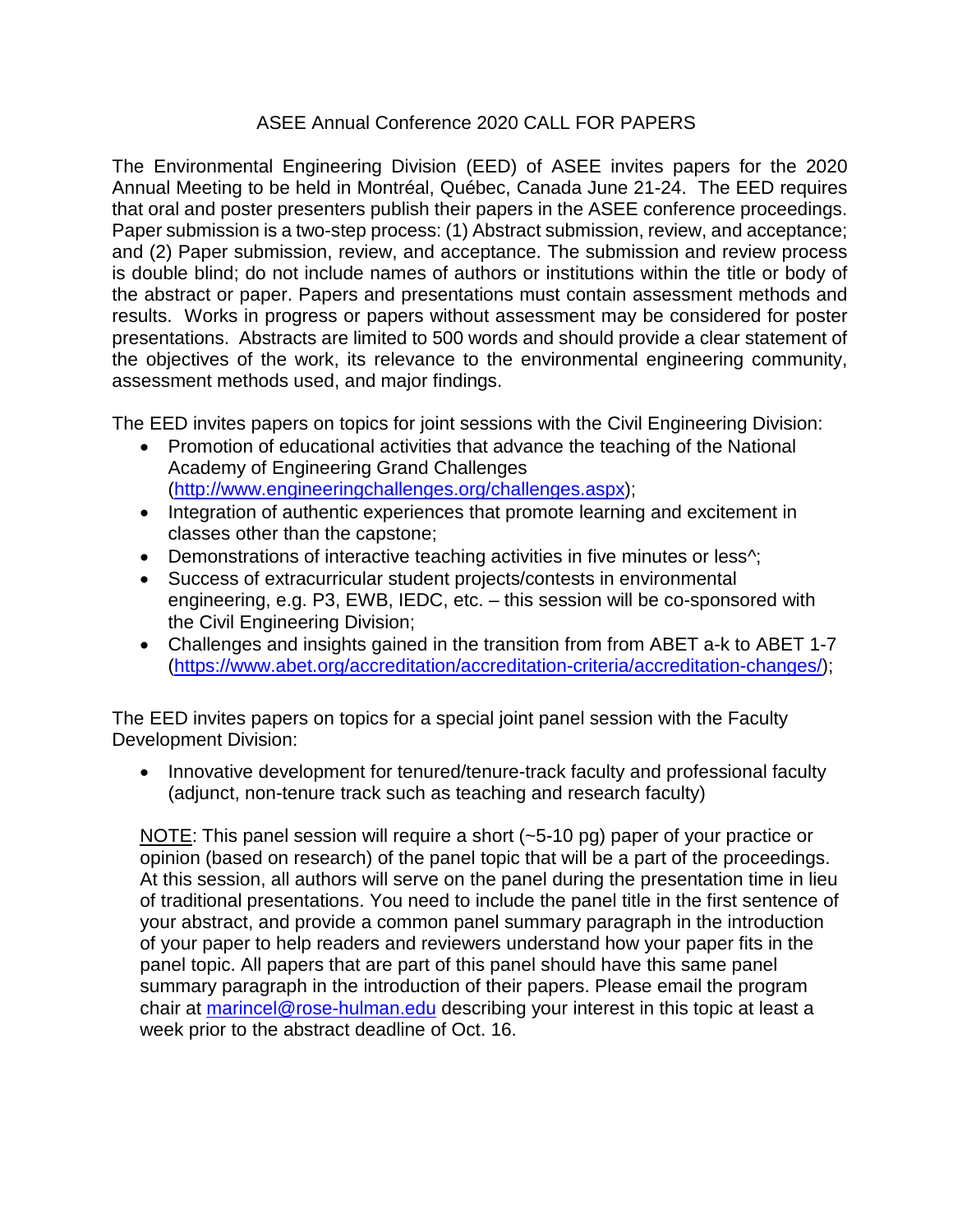# ASEE Annual Conference 2020 CALL FOR PAPERS

The Environmental Engineering Division (EED) of ASEE invites papers for the 2020 Annual Meeting to be held in Montréal, Québec, Canada June 21-24. The EED requires that oral and poster presenters publish their papers in the ASEE conference proceedings. Paper submission is a two-step process: (1) Abstract submission, review, and acceptance; and (2) Paper submission, review, and acceptance. The submission and review process is double blind; do not include names of authors or institutions within the title or body of the abstract or paper. Papers and presentations must contain assessment methods and results. Works in progress or papers without assessment may be considered for poster presentations. Abstracts are limited to 500 words and should provide a clear statement of the objectives of the work, its relevance to the environmental engineering community, assessment methods used, and major findings.

The EED invites papers on topics for joint sessions with the Civil Engineering Division:

- Promotion of educational activities that advance the teaching of the National Academy of Engineering Grand Challenges (http://www.engineeringchallenges.org/challenges.aspx);
- Integration of authentic experiences that promote learning and excitement in classes other than the capstone;
- Demonstrations of interactive teaching activities in five minutes or less^;
- Success of extracurricular student projects/contests in environmental engineering, e.g. P3, EWB, IEDC, etc. – this session will be co-sponsored with the Civil Engineering Division;
- Challenges and insights gained in the transition from from ABET a-k to ABET 1-7 (https://www.abet.org/accreditation/accreditation-criteria/accreditation-changes/);

The EED invites papers on topics for a special joint panel session with the Faculty Development Division:

- Innovative development for tenured/tenure-track faculty and professional faculty (adjunct, non-tenure track such as teaching and research faculty)

NOTE: This panel session will require a short (~5-10 pg) paper of your practice or opinion (based on research) of the panel topic that will be a part of the proceedings. At this session, all authors will serve on the panel during the presentation time in lieu of traditional presentations. You need to include the panel title in the first sentence of your abstract, and provide a common panel summary paragraph in the introduction of your paper to help readers and reviewers understand how your paper fits in the panel topic. All papers that are part of this panel should have this same panel summary paragraph in the introduction of their papers. Please email the program chair at marincel@rose-hulman.edu describing your interest in this topic at least a week prior to the abstract deadline of Oct. 16.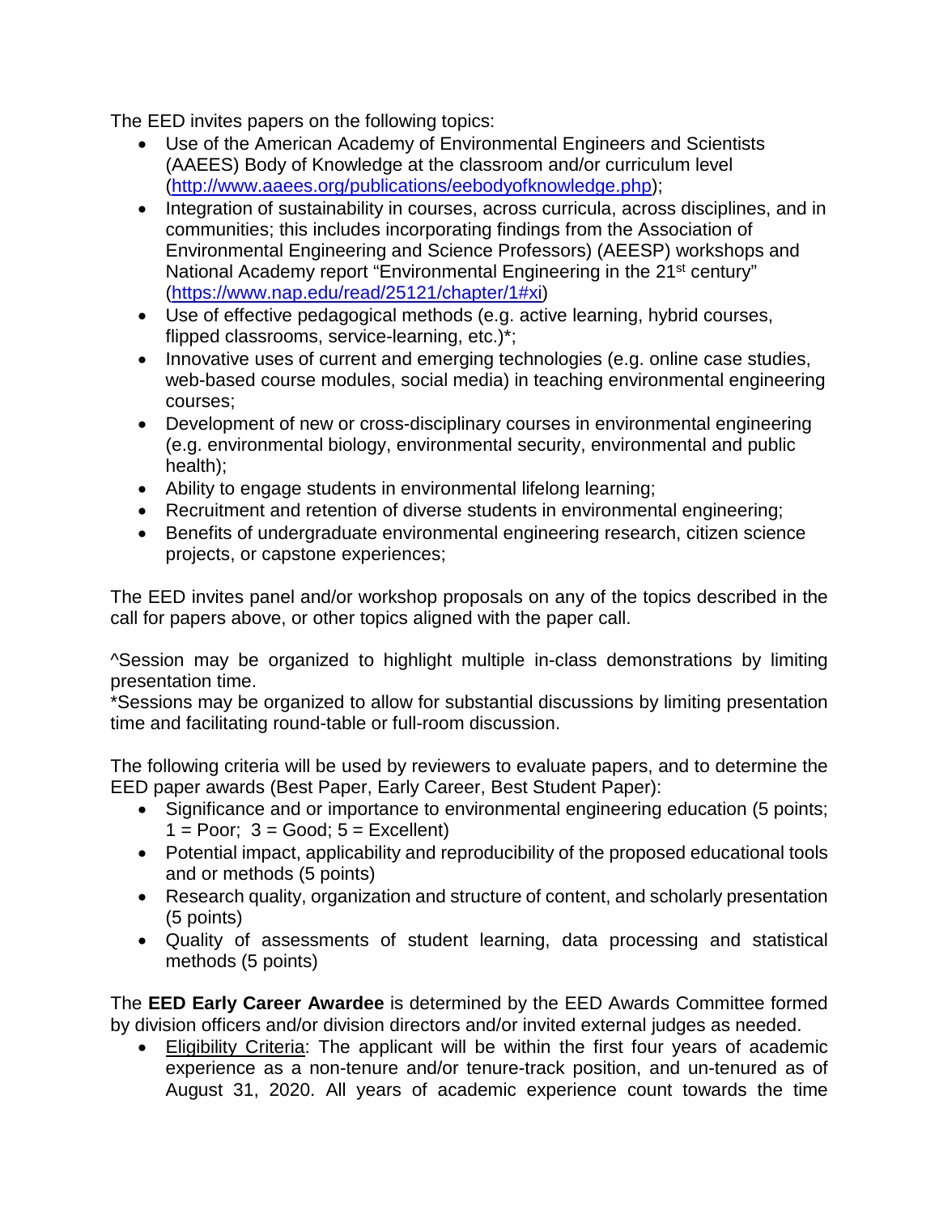The EED invites papers on the following topics:

- Use of the American Academy of Environmental Engineers and Scientists (AAEES) Body of Knowledge at the classroom and/or curriculum level ([http://www.aaees.org/publications/eebodyofknowledge.php](http://www.aaees.org/publications/eebodyofknowledge.php));
- Integration of sustainability in courses, across curricula, across disciplines, and in communities; this includes incorporating findings from the Association of Environmental Engineering and Science Professors) (AEESP) workshops and National Academy report "Environmental Engineering in the 21st century" ([https://www.nap.edu/read/25121/chapter/1#xi](https://www.nap.edu/read/25121/chapter/1#xi))
- Use of effective pedagogical methods (e.g. active learning, hybrid courses, flipped classrooms, service-learning, etc.)*;
- Innovative uses of current and emerging technologies (e.g. online case studies, web-based course modules, social media) in teaching environmental engineering courses;
- Development of new or cross-disciplinary courses in environmental engineering (e.g. environmental biology, environmental security, environmental and public health);
- Ability to engage students in environmental lifelong learning;
- Recruitment and retention of diverse students in environmental engineering;
- Benefits of undergraduate environmental engineering research, citizen science projects, or capstone experiences;

The EED invites panel and/or workshop proposals on any of the topics described in the call for papers above, or other topics aligned with the paper call.

^Session may be organized to highlight multiple in-class demonstrations by limiting presentation time.
*Sessions may be organized to allow for substantial discussions by limiting presentation time and facilitating round-table or full-room discussion.

The following criteria will be used by reviewers to evaluate papers, and to determine the EED paper awards (Best Paper, Early Career, Best Student Paper):

- Significance and or importance to environmental engineering education (5 points; 1 = Poor; 3 = Good; 5 = Excellent)
- Potential impact, applicability and reproducibility of the proposed educational tools and or methods (5 points)
- Research quality, organization and structure of content, and scholarly presentation (5 points)
- Quality of assessments of student learning, data processing and statistical methods (5 points)

The **EED Early Career Awardee** is determined by the EED Awards Committee formed by division officers and/or division directors and/or invited external judges as needed.

- Eligibility Criteria: The applicant will be within the first four years of academic experience as a non-tenure and/or tenure-track position, and un-tenured as of August 31, 2020. All years of academic experience count towards the time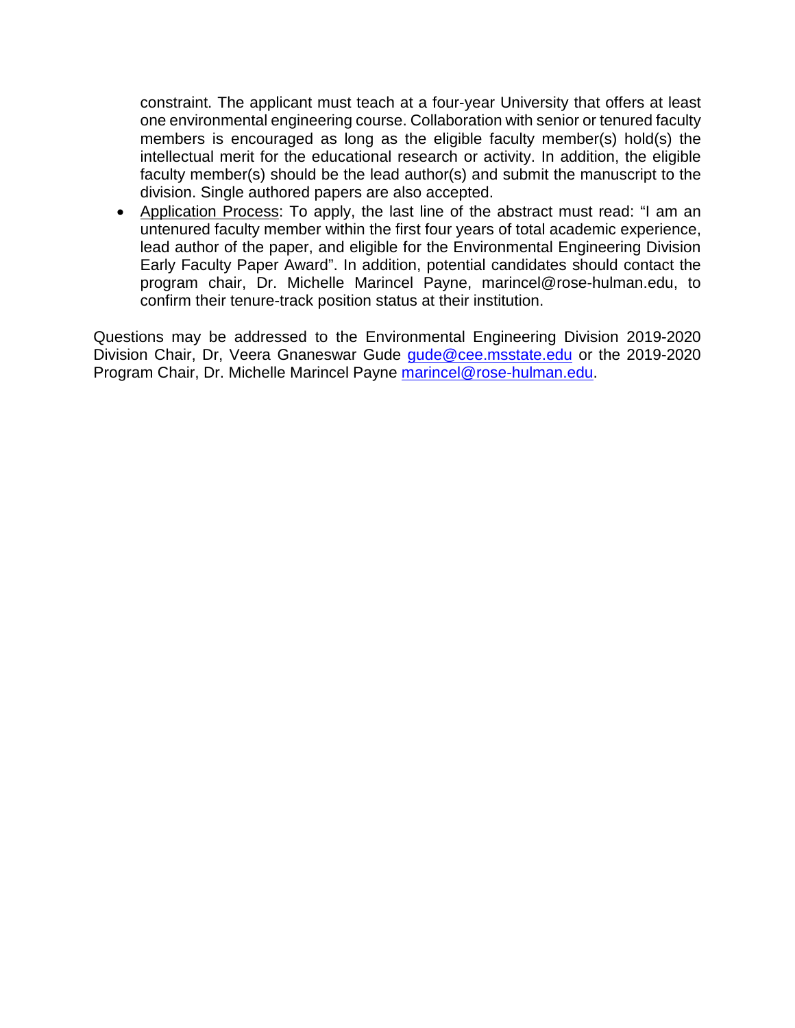constraint. The applicant must teach at a four-year University that offers at least one environmental engineering course. Collaboration with senior or tenured faculty members is encouraged as long as the eligible faculty member(s) hold(s) the intellectual merit for the educational research or activity. In addition, the eligible faculty member(s) should be the lead author(s) and submit the manuscript to the division. Single authored papers are also accepted.

- Application Process: To apply, the last line of the abstract must read: "I am an untenured faculty member within the first four years of total academic experience, lead author of the paper, and eligible for the Environmental Engineering Division Early Faculty Paper Award". In addition, potential candidates should contact the program chair, Dr. Michelle Marincel Payne, marincel@rose-hulman.edu, to confirm their tenure-track position status at their institution.

Questions may be addressed to the Environmental Engineering Division 2019-2020 Division Chair, Dr, Veera Gnaneswar Gude gude@cee.msstate.edu or the 2019-2020 Program Chair, Dr. Michelle Marincel Payne marincel@rose-hulman.edu.